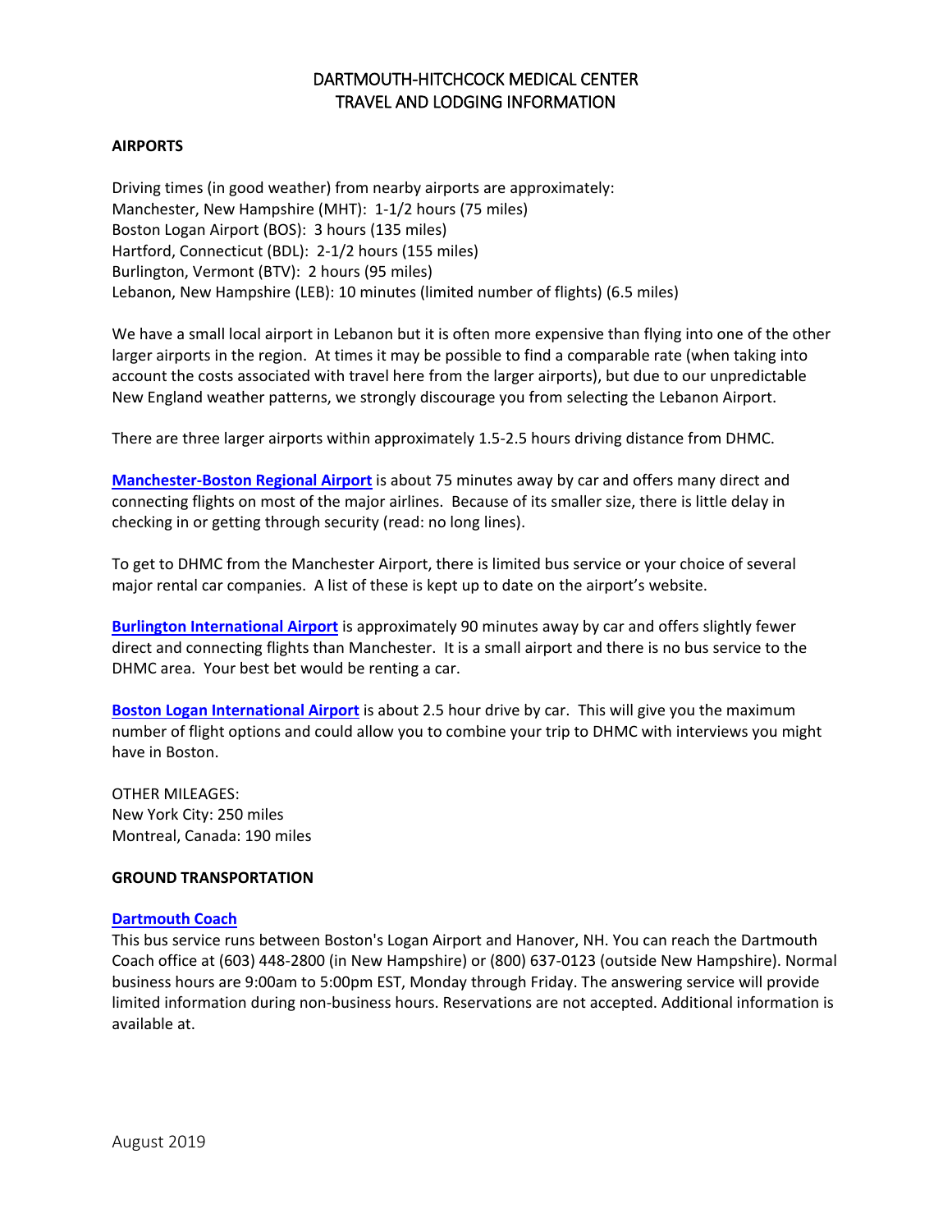# DARTMOUTH-HITCHCOCK MEDICAL CENTER
# TRAVEL AND LODGING INFORMATION

## AIRPORTS

Driving times (in good weather) from nearby airports are approximately:
Manchester, New Hampshire (MHT): 1-1/2 hours (75 miles)
Boston Logan Airport (BOS): 3 hours (135 miles)
Hartford, Connecticut (BDL): 2-1/2 hours (155 miles)
Burlington, Vermont (BTV): 2 hours (95 miles)
Lebanon, New Hampshire (LEB): 10 minutes (limited number of flights) (6.5 miles)

We have a small local airport in Lebanon but it is often more expensive than flying into one of the other larger airports in the region. At times it may be possible to find a comparable rate (when taking into account the costs associated with travel here from the larger airports), but due to our unpredictable New England weather patterns, we strongly discourage you from selecting the Lebanon Airport.

There are three larger airports within approximately 1.5-2.5 hours driving distance from DHMC.

**Manchester-Boston Regional Airport** is about 75 minutes away by car and offers many direct and connecting flights on most of the major airlines. Because of its smaller size, there is little delay in checking in or getting through security (read: no long lines).

To get to DHMC from the Manchester Airport, there is limited bus service or your choice of several major rental car companies. A list of these is kept up to date on the airport's website.

**Burlington International Airport** is approximately 90 minutes away by car and offers slightly fewer direct and connecting flights than Manchester. It is a small airport and there is no bus service to the DHMC area. Your best bet would be renting a car.

**Boston Logan International Airport** is about 2.5 hour drive by car. This will give you the maximum number of flight options and could allow you to combine your trip to DHMC with interviews you might have in Boston.

OTHER MILEAGES:
New York City: 250 miles
Montreal, Canada: 190 miles

## GROUND TRANSPORTATION

**Dartmouth Coach**
This bus service runs between Boston's Logan Airport and Hanover, NH. You can reach the Dartmouth Coach office at (603) 448-2800 (in New Hampshire) or (800) 637-0123 (outside New Hampshire). Normal business hours are 9:00am to 5:00pm EST, Monday through Friday. The answering service will provide limited information during non-business hours. Reservations are not accepted. Additional information is available at.

August 2019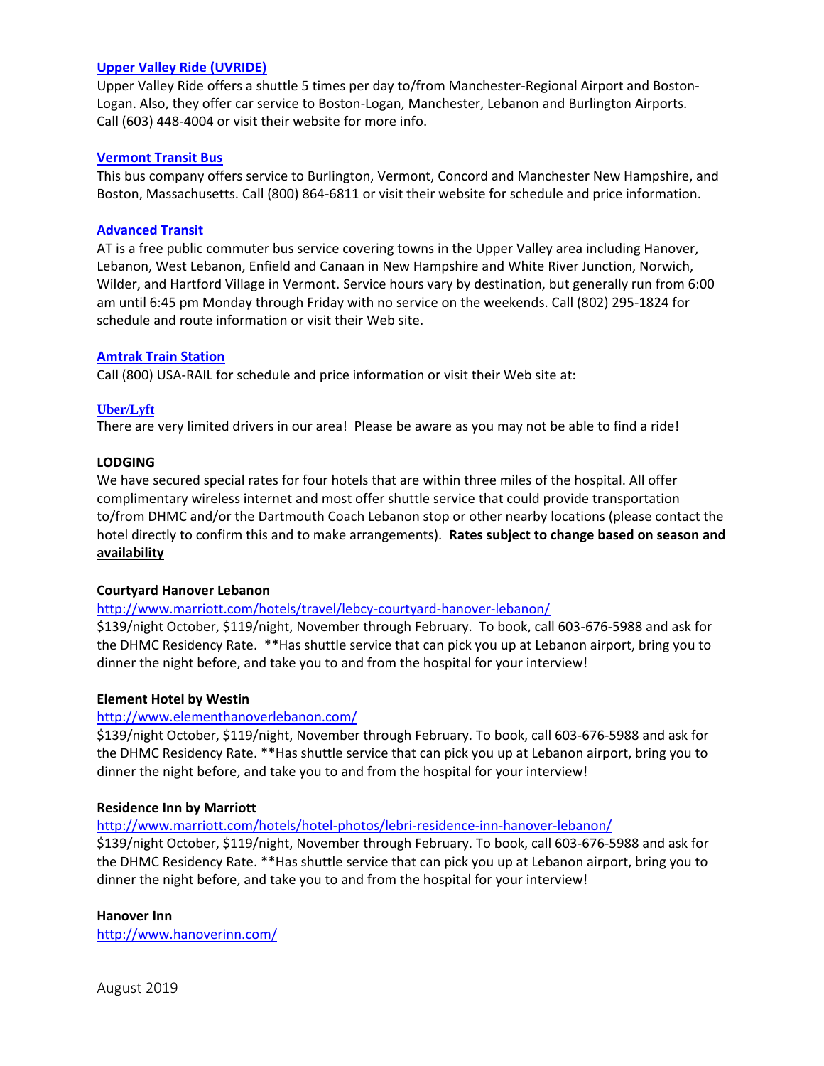[Upper Valley Ride (UVRIDE)]

Upper Valley Ride offers a shuttle 5 times per day to/from Manchester-Regional Airport and Boston-Logan. Also, they offer car service to Boston-Logan, Manchester, Lebanon and Burlington Airports. Call (603) 448-4004 or visit their website for more info.

[Vermont Transit Bus]

This bus company offers service to Burlington, Vermont, Concord and Manchester New Hampshire, and Boston, Massachusetts. Call (800) 864-6811 or visit their website for schedule and price information.

[Advanced Transit]

AT is a free public commuter bus service covering towns in the Upper Valley area including Hanover, Lebanon, West Lebanon, Enfield and Canaan in New Hampshire and White River Junction, Norwich, Wilder, and Hartford Village in Vermont. Service hours vary by destination, but generally run from 6:00 am until 6:45 pm Monday through Friday with no service on the weekends. Call (802) 295-1824 for schedule and route information or visit their Web site.

[Amtrak Train Station]

Call (800) USA-RAIL for schedule and price information or visit their Web site at:

[Uber/Lyft]

There are very limited drivers in our area! Please be aware as you may not be able to find a ride!

**LODGING**

We have secured special rates for four hotels that are within three miles of the hospital. All offer complimentary wireless internet and most offer shuttle service that could provide transportation to/from DHMC and/or the Dartmouth Coach Lebanon stop or other nearby locations (please contact the hotel directly to confirm this and to make arrangements). **Rates subject to change based on season and availability**

**Courtyard Hanover Lebanon**

http://www.marriott.com/hotels/travel/lebcy-courtyard-hanover-lebanon/

$139/night October, $119/night, November through February. To book, call 603-676-5988 and ask for the DHMC Residency Rate. **Has shuttle service that can pick you up at Lebanon airport, bring you to dinner the night before, and take you to and from the hospital for your interview!

**Element Hotel by Westin**

http://www.elementhanoverlebanon.com/

$139/night October, $119/night, November through February. To book, call 603-676-5988 and ask for the DHMC Residency Rate. **Has shuttle service that can pick you up at Lebanon airport, bring you to dinner the night before, and take you to and from the hospital for your interview!

**Residence Inn by Marriott**

http://www.marriott.com/hotels/hotel-photos/lebri-residence-inn-hanover-lebanon/

$139/night October, $119/night, November through February. To book, call 603-676-5988 and ask for the DHMC Residency Rate. **Has shuttle service that can pick you up at Lebanon airport, bring you to dinner the night before, and take you to and from the hospital for your interview!

**Hanover Inn**

http://www.hanoverinn.com/

August 2019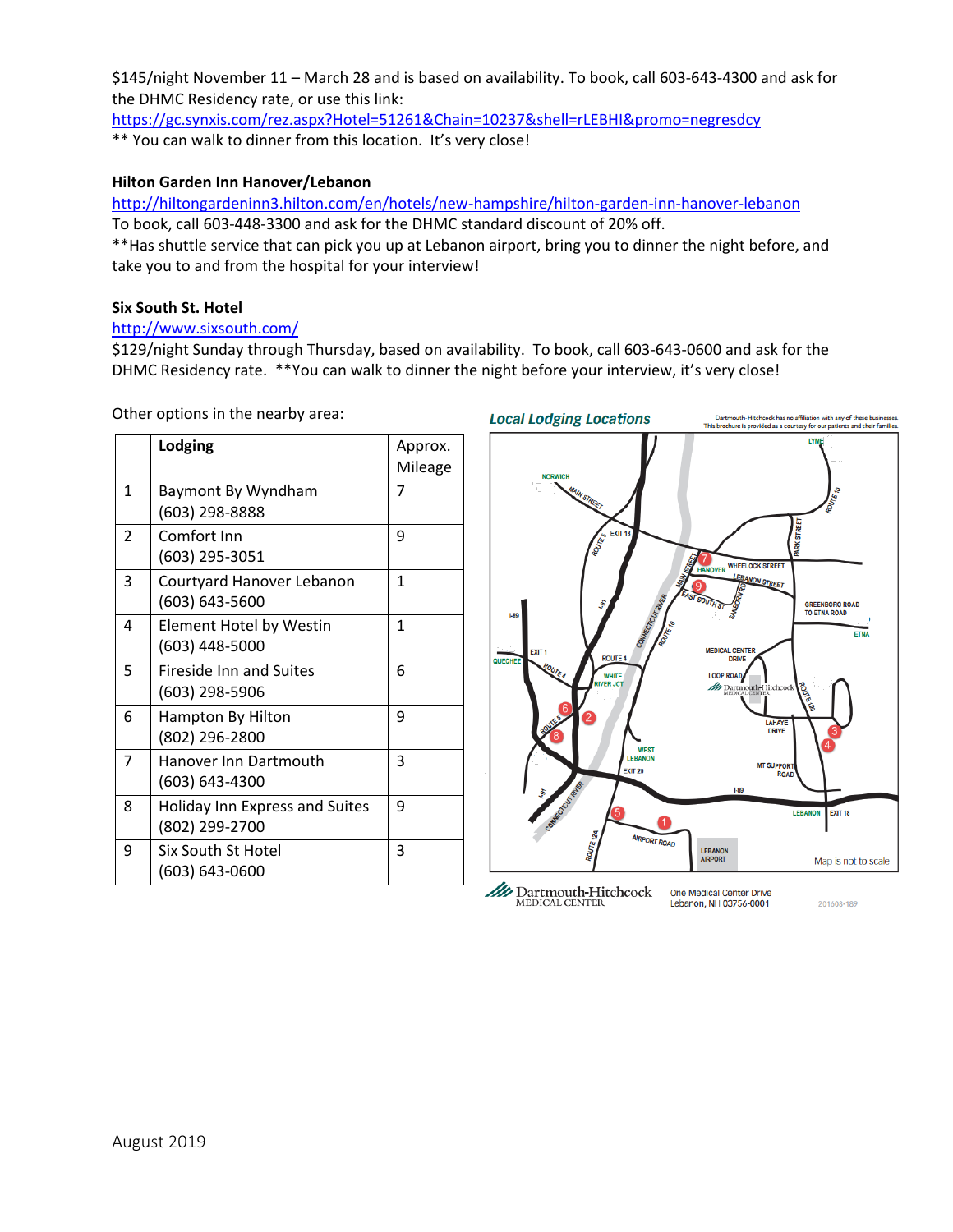$145/night November 11 – March 28 and is based on availability. To book, call 603-643-4300 and ask for the DHMC Residency rate, or use this link:
https://gc.synxis.com/rez.aspx?Hotel=51261&Chain=10237&shell=rLEBHI&promo=negresdcy
** You can walk to dinner from this location. It's very close!

**Hilton Garden Inn Hanover/Lebanon**
http://hiltongardeninn3.hilton.com/en/hotels/new-hampshire/hilton-garden-inn-hanover-lebanon
To book, call 603-448-3300 and ask for the DHMC standard discount of 20% off.
**Has shuttle service that can pick you up at Lebanon airport, bring you to dinner the night before, and take you to and from the hospital for your interview!

**Six South St. Hotel**
http://www.sixsouth.com/
$129/night Sunday through Thursday, based on availability. To book, call 603-643-0600 and ask for the DHMC Residency rate. **You can walk to dinner the night before your interview, it's very close!

Other options in the nearby area:

| | Lodging | Approx. Mileage |
|---|---|---|
| 1 | Baymont By Wyndham (603) 298-8888 | 7 |
| 2 | Comfort Inn (603) 295-3051 | 9 |
| 3 | Courtyard Hanover Lebanon (603) 643-5600 | 1 |
| 4 | Element Hotel by Westin (603) 448-5000 | 1 |
| 5 | Fireside Inn and Suites (603) 298-5906 | 6 |
| 6 | Hampton By Hilton (802) 296-2800 | 9 |
| 7 | Hanover Inn Dartmouth (603) 643-4300 | 3 |
| 8 | Holiday Inn Express and Suites (802) 299-2700 | 9 |
| 9 | Six South St Hotel (603) 643-0600 | 3 |

**Local Lodging Locations**

Dartmouth-Hitchcock has no affiliation with any of these businesses. This brochure is provided as a courtesy for our patients and their families.

Map is not to scale

Dartmouth-Hitchcock MEDICAL CENTER
One Medical Center Drive
Lebanon, NH 03756-0001

201608-189